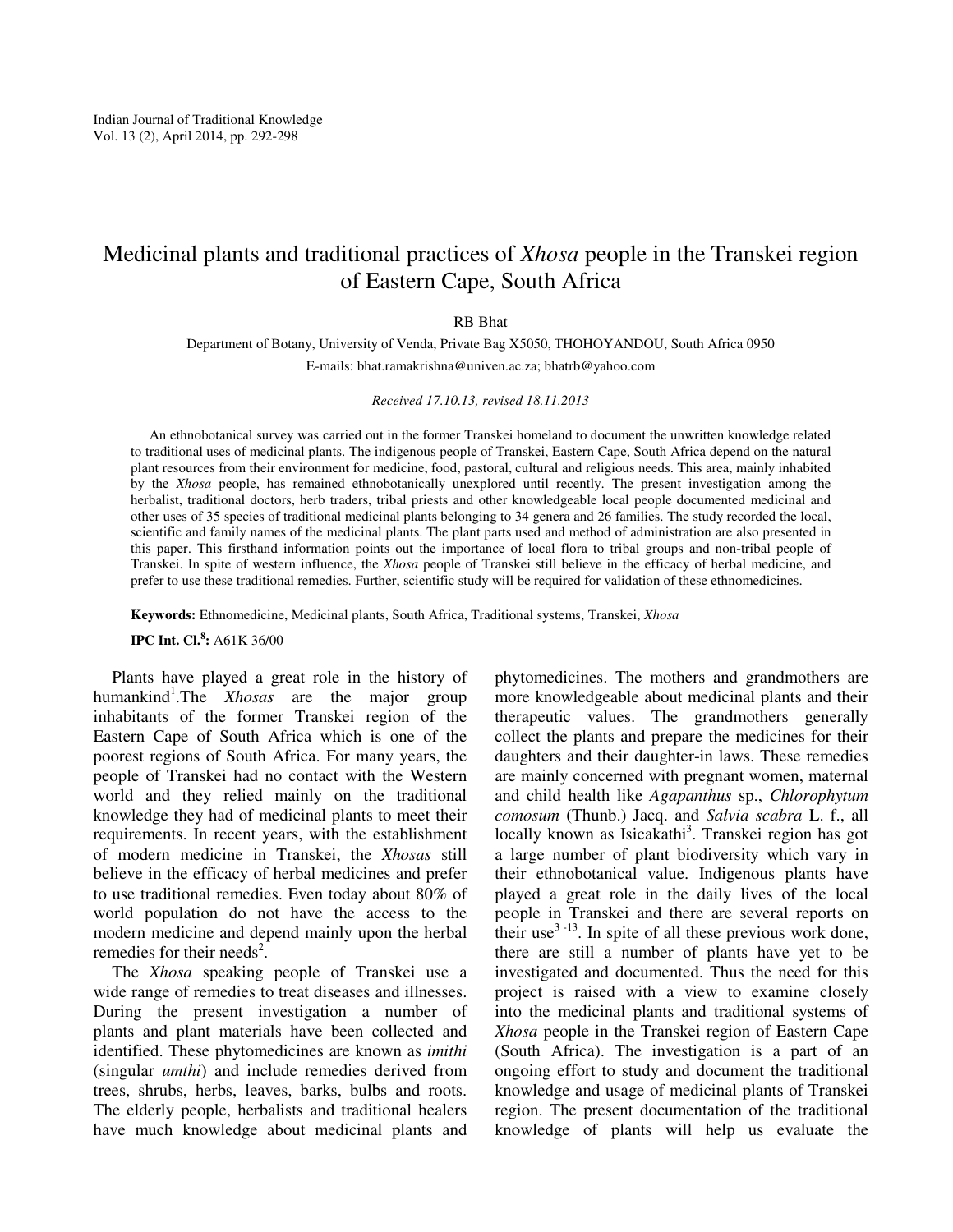# Medicinal plants and traditional practices of *Xhosa* people in the Transkei region of Eastern Cape, South Africa

RB Bhat

Department of Botany, University of Venda, Private Bag X5050, THOHOYANDOU, South Africa 0950

E-mails: bhat.ramakrishna@univen.ac.za; bhatrb@yahoo.com

*Received 17.10.13, revised 18.11.2013*

An ethnobotanical survey was carried out in the former Transkei homeland to document the unwritten knowledge related to traditional uses of medicinal plants. The indigenous people of Transkei, Eastern Cape, South Africa depend on the natural plant resources from their environment for medicine, food, pastoral, cultural and religious needs. This area, mainly inhabited by the *Xhosa* people, has remained ethnobotanically unexplored until recently. The present investigation among the herbalist, traditional doctors, herb traders, tribal priests and other knowledgeable local people documented medicinal and other uses of 35 species of traditional medicinal plants belonging to 34 genera and 26 families. The study recorded the local, scientific and family names of the medicinal plants. The plant parts used and method of administration are also presented in this paper. This firsthand information points out the importance of local flora to tribal groups and non-tribal people of Transkei. In spite of western influence, the *Xhosa* people of Transkei still believe in the efficacy of herbal medicine, and prefer to use these traditional remedies. Further, scientific study will be required for validation of these ethnomedicines.

**Keywords:** Ethnomedicine, Medicinal plants, South Africa, Traditional systems, Transkei, *Xhosa*

**IPC Int. Cl.[8]:** A61K 36/00

Plants have played a great role in the history of humankind[1].The *Xhosas* are the major group inhabitants of the former Transkei region of the Eastern Cape of South Africa which is one of the poorest regions of South Africa. For many years, the people of Transkei had no contact with the Western world and they relied mainly on the traditional knowledge they had of medicinal plants to meet their requirements. In recent years, with the establishment of modern medicine in Transkei, the *Xhosas* still believe in the efficacy of herbal medicines and prefer to use traditional remedies. Even today about 80% of world population do not have the access to the modern medicine and depend mainly upon the herbal remedies for their needs[2].

The *Xhosa* speaking people of Transkei use a wide range of remedies to treat diseases and illnesses. During the present investigation a number of plants and plant materials have been collected and identified. These phytomedicines are known as *imithi* (singular *umthi*) and include remedies derived from trees, shrubs, herbs, leaves, barks, bulbs and roots. The elderly people, herbalists and traditional healers have much knowledge about medicinal plants and phytomedicines. The mothers and grandmothers are more knowledgeable about medicinal plants and their therapeutic values. The grandmothers generally collect the plants and prepare the medicines for their daughters and their daughter-in laws. These remedies are mainly concerned with pregnant women, maternal and child health like *Agapanthus* sp., *Chlorophytum comosum* (Thunb.) Jacq. and *Salvia scabra* L. f., all locally known as Isicakathi[3]. Transkei region has got a large number of plant biodiversity which vary in their ethnobotanical value. Indigenous plants have played a great role in the daily lives of the local people in Transkei and there are several reports on their use[3-13]. In spite of all these previous work done, there are still a number of plants have yet to be investigated and documented. Thus the need for this project is raised with a view to examine closely into the medicinal plants and traditional systems of *Xhosa* people in the Transkei region of Eastern Cape (South Africa). The investigation is a part of an ongoing effort to study and document the traditional knowledge and usage of medicinal plants of Transkei region. The present documentation of the traditional knowledge of plants will help us evaluate the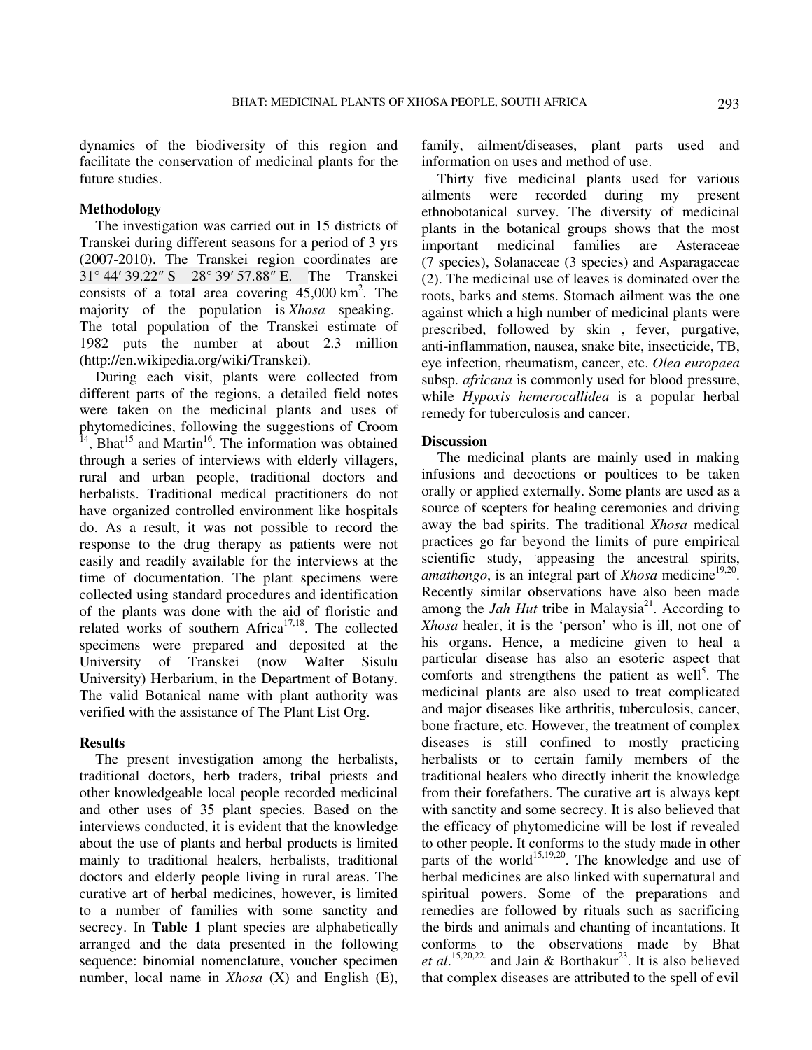dynamics of the biodiversity of this region and facilitate the conservation of medicinal plants for the future studies.

## Methodology

The investigation was carried out in 15 districts of Transkei during different seasons for a period of 3 yrs (2007-2010). The Transkei region coordinates are 31° 44′ 39.22″ S 28° 39′ 57.88″ E. The Transkei consists of a total area covering 45,000 km$^2$. The majority of the population is *Xhosa* speaking. The total population of the Transkei estimate of 1982 puts the number at about 2.3 million (http://en.wikipedia.org/wiki/Transkei).

During each visit, plants were collected from different parts of the regions, a detailed field notes were taken on the medicinal plants and uses of phytomedicines, following the suggestions of Croom [14], Bhat[15] and Martin[16]. The information was obtained through a series of interviews with elderly villagers, rural and urban people, traditional doctors and herbalists. Traditional medical practitioners do not have organized controlled environment like hospitals do. As a result, it was not possible to record the response to the drug therapy as patients were not easily and readily available for the interviews at the time of documentation. The plant specimens were collected using standard procedures and identification of the plants was done with the aid of floristic and related works of southern Africa[17,18]. The collected specimens were prepared and deposited at the University of Transkei (now Walter Sisulu University) Herbarium, in the Department of Botany. The valid Botanical name with plant authority was verified with the assistance of The Plant List Org.

## Results

The present investigation among the herbalists, traditional doctors, herb traders, tribal priests and other knowledgeable local people recorded medicinal and other uses of 35 plant species. Based on the interviews conducted, it is evident that the knowledge about the use of plants and herbal products is limited mainly to traditional healers, herbalists, traditional doctors and elderly people living in rural areas. The curative art of herbal medicines, however, is limited to a number of families with some sanctity and secrecy. In **Table 1** plant species are alphabetically arranged and the data presented in the following sequence: binomial nomenclature, voucher specimen number, local name in *Xhosa* (X) and English (E), family, ailment/diseases, plant parts used and information on uses and method of use.

Thirty five medicinal plants used for various ailments were recorded during my present ethnobotanical survey. The diversity of medicinal plants in the botanical groups shows that the most important medicinal families are Asteraceae (7 species), Solanaceae (3 species) and Asparagaceae (2). The medicinal use of leaves is dominated over the roots, barks and stems. Stomach ailment was the one against which a high number of medicinal plants were prescribed, followed by skin , fever, purgative, anti-inflammation, nausea, snake bite, insecticide, TB, eye infection, rheumatism, cancer, etc. *Olea europaea* subsp. *africana* is commonly used for blood pressure, while *Hypoxis hemerocallidea* is a popular herbal remedy for tuberculosis and cancer.

## Discussion

The medicinal plants are mainly used in making infusions and decoctions or poultices to be taken orally or applied externally. Some plants are used as a source of scepters for healing ceremonies and driving away the bad spirits. The traditional *Xhosa* medical practices go far beyond the limits of pure empirical scientific study, appeasing the ancestral spirits, *amathongo*, is an integral part of *Xhosa* medicine[19,20]. Recently similar observations have also been made among the *Jah Hut* tribe in Malaysia[21]. According to *Xhosa* healer, it is the 'person' who is ill, not one of his organs. Hence, a medicine given to heal a particular disease has also an esoteric aspect that comforts and strengthens the patient as well[5]. The medicinal plants are also used to treat complicated and major diseases like arthritis, tuberculosis, cancer, bone fracture, etc. However, the treatment of complex diseases is still confined to mostly practicing herbalists or to certain family members of the traditional healers who directly inherit the knowledge from their forefathers. The curative art is always kept with sanctity and some secrecy. It is also believed that the efficacy of phytomedicine will be lost if revealed to other people. It conforms to the study made in other parts of the world[15,19,20]. The knowledge and use of herbal medicines are also linked with supernatural and spiritual powers. Some of the preparations and remedies are followed by rituals such as sacrificing the birds and animals and chanting of incantations. It conforms to the observations made by Bhat *et al*.[15,20,22.] and Jain & Borthakur[23]. It is also believed that complex diseases are attributed to the spell of evil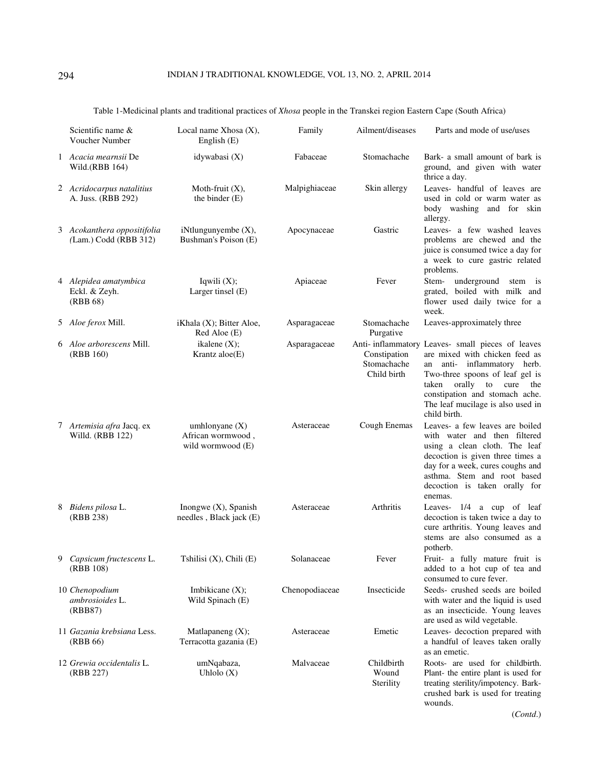Table 1-Medicinal plants and traditional practices of *Xhosa* people in the Transkei region Eastern Cape (South Africa)

| | Scientific name & Voucher Number | Local name Xhosa (X), English (E) | Family | Ailment/diseases | Parts and mode of use/uses |
|---|---|---|---|---|---|
| 1 | *Acacia mearnsii* De Wild.(RBB 164) | idywabasi (X) | Fabaceae | Stomachache | Bark- a small amount of bark is ground, and given with water thrice a day. |
| 2 | *Acridocarpus natalitius* A. Juss. (RBB 292) | Moth-fruit (X), the binder (E) | Malpighiaceae | Skin allergy | Leaves- handful of leaves are used in cold or warm water as body washing and for skin allergy. |
| 3 | *Acokanthera oppositifolia (*Lam.) Codd (RBB 312) | iNtlungunyembe (X), Bushman's Poison (E) | Apocynaceae | Gastric problems | Leaves- a few washed leaves are chewed and the juice is consumed twice a day for a week to cure gastric related problems. |
| 4 | *Alepidea amatymbica* Eckl. & Zeyh. (RBB 68) | Iqwili (X); Larger tinsel (E) | Apiaceae | Fever | Stem- underground stem is grated, boiled with milk and flower used daily twice for a week. |
| 5 | *Aloe ferox* Mill. | iKhala (X); Bitter Aloe, Red Aloe (E) | Asparagaceae | Stomachache Purgative | Leaves-approximately three |
| 6 | *Aloe arborescens* Mill. (RBB 160) | ikalene (X); Krantz aloe(E) | Asparagaceae | Anti- inflammatory Constipation Stomachache Child birth | Leaves- small pieces of leaves are mixed with chicken feed as an anti- inflammatory herb. Two-three spoons of leaf gel is taken orally to cure the constipation and stomach ache. The leaf mucilage is also used in child birth. |
| 7 | *Artemisia afra* Jacq. ex Willd. (RBB 122) | umhlonyane (X) African wormwood , wild wormwood (E) | Asteraceae | Cough Enemas | Leaves- a few leaves are boiled with water and then filtered using a clean cloth. The leaf decoction is given three times a day for a week, cures coughs and asthma. Stem and root based decoction is taken orally for enemas. |
| 8 | *Bidens pilosa* L. (RBB 238) | Inongwe (X), Spanish needles , Black jack (E) | Asteraceae | Arthritis | Leaves- 1/4 a cup of leaf decoction is taken twice a day to cure arthritis. Young leaves and stems are also consumed as a potherb. |
| 9 | *Capsicum fructescens* L. (RBB 108) | Tshilisi (X), Chili (E) | Solanaceae | Fever | Fruit- a fully mature fruit is added to a hot cup of tea and consumed to cure fever. |
| 10 | *Chenopodium ambrosioides* L. (RBB87) | Imbikicane (X); Wild Spinach (E) | Chenopodiaceae | Insecticide | Seeds- crushed seeds are boiled with water and the liquid is used as an insecticide. Young leaves are used as wild vegetable. |
| 11 | *Gazania krebsiana* Less. (RBB 66) | Matlapaneng (X); Terracotta gazania (E) | Asteraceae | Emetic | Leaves- decoction prepared with a handful of leaves taken orally as an emetic. |
| 12 | *Grewia occidentalis* L. (RBB 227) | umNqabaza, Uhlolo (X) | Malvaceae | Childbirth Wound Sterility | Roots- are used for childbirth. Plant- the entire plant is used for treating sterility/impotency. Bark- crushed bark is used for treating wounds. |

(*Contd*.)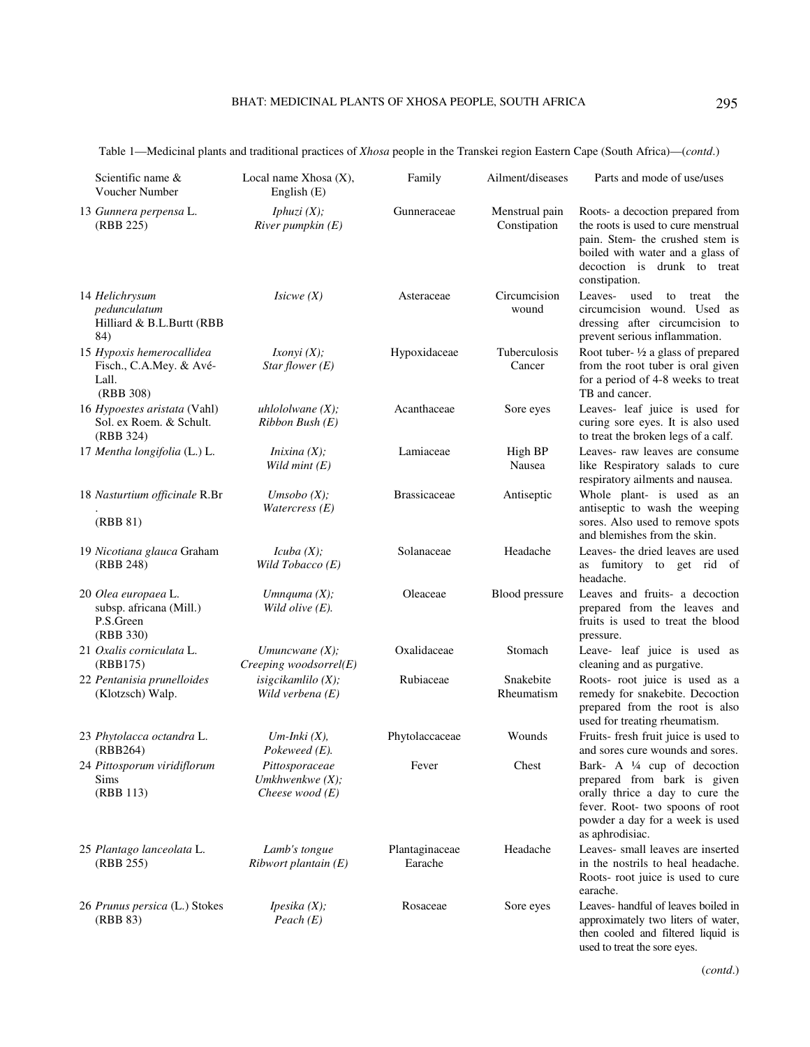Table 1—Medicinal plants and traditional practices of *Xhosa* people in the Transkei region Eastern Cape (South Africa)—(*contd*.)

| Scientific name & Voucher Number | Local name Xhosa (X), English (E) | Family | Ailment/diseases | Parts and mode of use/uses |
|---|---|---|---|---|
| 13 *Gunnera perpensa* L. (RBB 225) | *Iphuzi (X); River pumpkin (E)* | Gunneraceae | Menstrual pain Constipation | Roots- a decoction prepared from the roots is used to cure menstrual pain. Stem- the crushed stem is boiled with water and a glass of decoction is drunk to treat constipation. |
| 14 *Helichrysum pedunculatum* Hilliard & B.L.Burtt (RBB 84) | *Isicwe (X)* | Asteraceae | Circumcision wound | Leaves- used to treat the circumcision wound. Used as dressing after circumcision to prevent serious inflammation. |
| 15 *Hypoxis hemerocallidea* Fisch., C.A.Mey. & Avé-Lall. (RBB 308) | *Ixonyi (X); Star flower (E)* | Hypoxidaceae | Tuberculosis Cancer | Root tuber- ½ a glass of prepared from the root tuber is oral given for a period of 4-8 weeks to treat TB and cancer. |
| 16 *Hypoestes aristata* (Vahl) Sol. ex Roem. & Schult. (RBB 324) | *uhlololwane (X); Ribbon Bush (E)* | Acanthaceae | Sore eyes | Leaves- leaf juice is used for curing sore eyes. It is also used to treat the broken legs of a calf. |
| 17 *Mentha longifolia* (L.) L. | *Inixina (X); Wild mint (E)* | Lamiaceae | High BP Nausea | Leaves- raw leaves are consume like Respiratory salads to cure respiratory ailments and nausea. |
| 18 *Nasturtium officinale* R.Br . (RBB 81) | *Umsobo (X); Watercress (E)* | Brassicaceae | Antiseptic | Whole plant- is used as an antiseptic to wash the weeping sores. Also used to remove spots and blemishes from the skin. |
| 19 *Nicotiana glauca* Graham (RBB 248) | *Icuba (X); Wild Tobacco (E)* | Solanaceae | Headache | Leaves- the dried leaves are used as fumitory to get rid of headache. |
| 20 *Olea europaea* L. subsp. africana (Mill.) P.S.Green (RBB 330) | *Umnquma (X); Wild olive (E).* | Oleaceae | Blood pressure | Leaves and fruits- a decoction prepared from the leaves and fruits is used to treat the blood pressure. |
| 21 *Oxalis corniculata* L. (RBB175) | *Umuncwane (X); Creeping woodsorrel(E)* | Oxalidaceae | Stomach | Leave- leaf juice is used as cleaning and as purgative. |
| 22 *Pentanisia prunelloides* (Klotzsch) Walp. | *isigcikamlilo (X); Wild verbena (E)* | Rubiaceae | Snakebite Rheumatism | Roots- root juice is used as a remedy for snakebite. Decoction prepared from the root is also used for treating rheumatism. |
| 23 *Phytolacca octandra* L. (RBB264) | *Um-Inki (X), Pokeweed (E).* | Phytolaccaceae | Wounds | Fruits- fresh fruit juice is used to and sores cure wounds and sores. |
| 24 *Pittosporum viridiflorum* Sims (RBB 113) | *Pittosporaceae Umkhwenkwe (X); Cheese wood (E)* | Fever | Chest | Bark- A ¼ cup of decoction prepared from bark is given orally thrice a day to cure the fever. Root- two spoons of root powder a day for a week is used as aphrodisiac. |
| 25 *Plantago lanceolata* L. (RBB 255) | *Lamb's tongue Ribwort plantain (E)* | Plantaginaceae Earache | Headache | Leaves- small leaves are inserted in the nostrils to heal headache. Roots- root juice is used to cure earache. |
| 26 *Prunus persica* (L.) Stokes (RBB 83) | *Ipesika (X); Peach (E)* | Rosaceae | Sore eyes | Leaves- handful of leaves boiled in approximately two liters of water, then cooled and filtered liquid is used to treat the sore eyes. |

(*contd*.)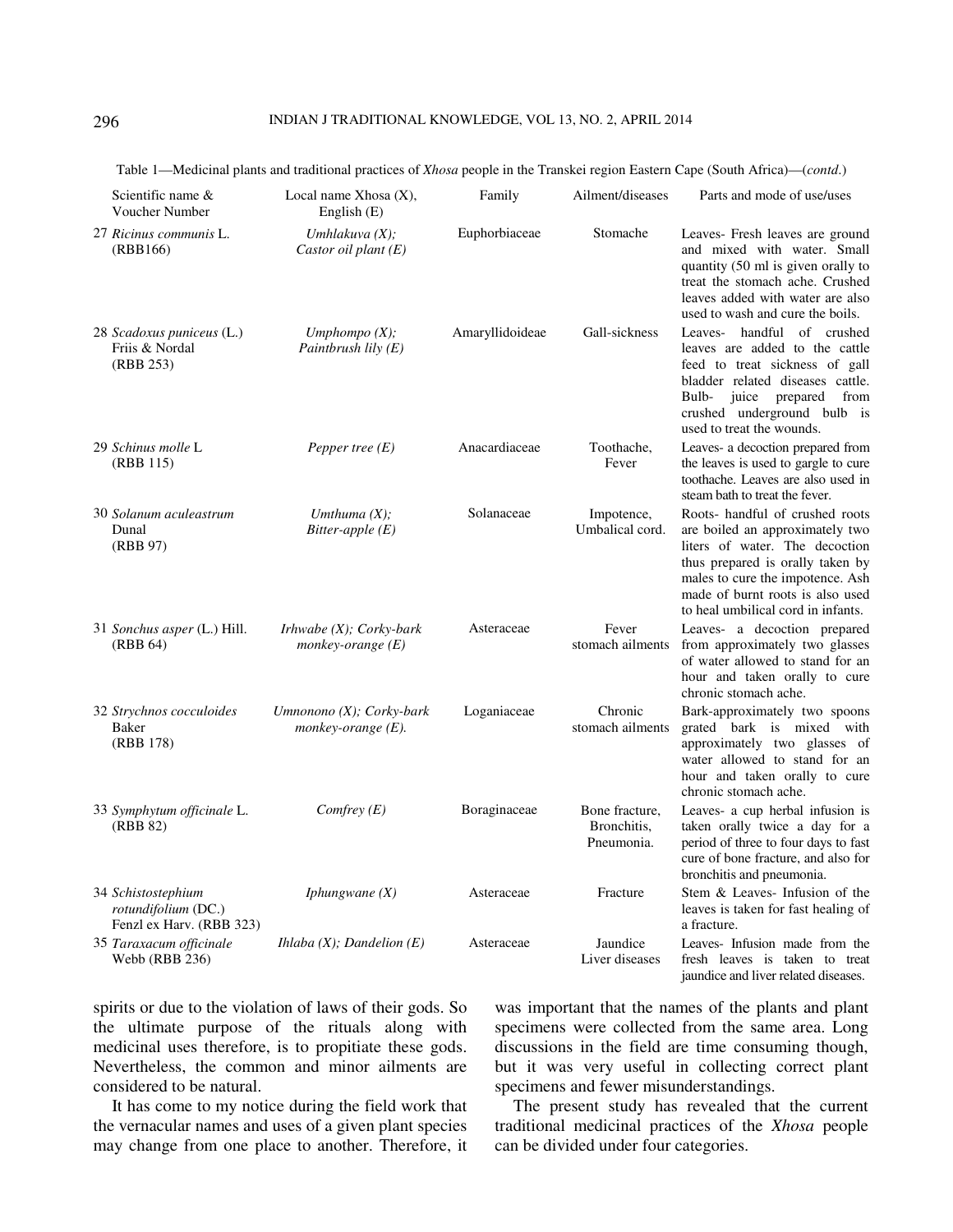Table 1—Medicinal plants and traditional practices of *Xhosa* people in the Transkei region Eastern Cape (South Africa)—(*contd*.)

| Scientific name & Voucher Number | Local name Xhosa (X), English (E) | Family | Ailment/diseases | Parts and mode of use/uses |
|---|---|---|---|---|
| 27 *Ricinus communis* L. (RBB166) | *Umhlakuva (X); Castor oil plant (E)* | Euphorbiaceae | Stomache | Leaves- Fresh leaves are ground and mixed with water. Small quantity (50 ml is given orally to treat the stomach ache. Crushed leaves added with water are also used to wash and cure the boils. |
| 28 *Scadoxus puniceus* (L.) Friis & Nordal (RBB 253) | *Umphompo (X); Paintbrush lily (E)* | Amaryllidoideae | Gall-sickness | Leaves- handful of crushed leaves are added to the cattle feed to treat sickness of gall bladder related diseases cattle. Bulb- juice prepared from crushed underground bulb is used to treat the wounds. |
| 29 *Schinus molle* L (RBB 115) | *Pepper tree (E)* | Anacardiaceae | Toothache, Fever | Leaves- a decoction prepared from the leaves is used to gargle to cure toothache. Leaves are also used in steam bath to treat the fever. |
| 30 *Solanum aculeastrum* Dunal (RBB 97) | *Umthuma (X); Bitter-apple (E)* | Solanaceae | Impotence, Umbalical cord. | Roots- handful of crushed roots are boiled an approximately two liters of water. The decoction thus prepared is orally taken by males to cure the impotence. Ash made of burnt roots is also used to heal umbilical cord in infants. |
| 31 *Sonchus asper* (L.) Hill. (RBB 64) | *Irhwabe (X); Corky-bark monkey-orange (E)* | Asteraceae | Fever stomach ailments | Leaves- a decoction prepared from approximately two glasses of water allowed to stand for an hour and taken orally to cure chronic stomach ache. |
| 32 *Strychnos cocculoides* Baker (RBB 178) | *Umnonono (X); Corky-bark monkey-orange (E).* | Loganiaceae | Chronic stomach ailments | Bark-approximately two spoons grated bark is mixed with approximately two glasses of water allowed to stand for an hour and taken orally to cure chronic stomach ache. |
| 33 *Symphytum officinale* L. (RBB 82) | *Comfrey (E)* | Boraginaceae | Bone fracture, Bronchitis, Pneumonia. | Leaves- a cup herbal infusion is taken orally twice a day for a period of three to four days to fast cure of bone fracture, and also for bronchitis and pneumonia. |
| 34 *Schistostephium rotundifolium* (DC.) Fenzl ex Harv. (RBB 323) | *Iphungwane (X)* | Asteraceae | Fracture | Stem & Leaves- Infusion of the leaves is taken for fast healing of a fracture. |
| 35 *Taraxacum officinale* Webb (RBB 236) | *Ihlaba (X); Dandelion (E)* | Asteraceae | Jaundice Liver diseases | Leaves- Infusion made from the fresh leaves is taken to treat jaundice and liver related diseases. |

spirits or due to the violation of laws of their gods. So the ultimate purpose of the rituals along with medicinal uses therefore, is to propitiate these gods. Nevertheless, the common and minor ailments are considered to be natural.

It has come to my notice during the field work that the vernacular names and uses of a given plant species may change from one place to another. Therefore, it was important that the names of the plants and plant specimens were collected from the same area. Long discussions in the field are time consuming though, but it was very useful in collecting correct plant specimens and fewer misunderstandings.

The present study has revealed that the current traditional medicinal practices of the *Xhosa* people can be divided under four categories.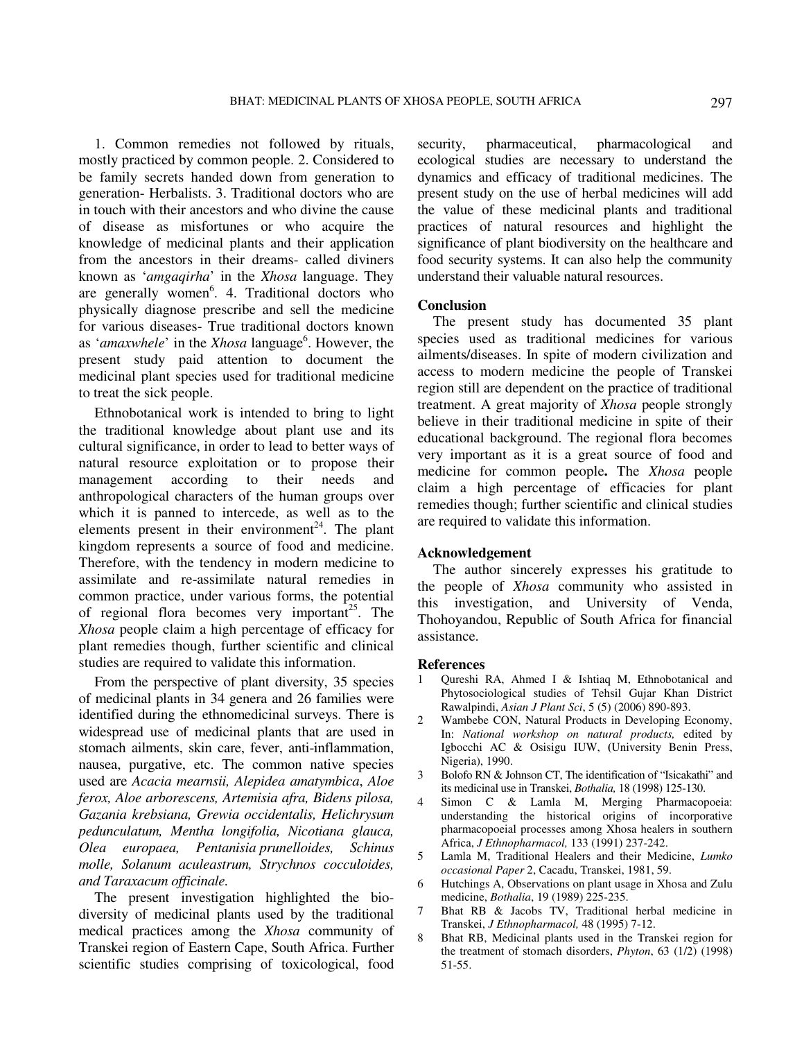1. Common remedies not followed by rituals, mostly practiced by common people. 2. Considered to be family secrets handed down from generation to generation- Herbalists. 3. Traditional doctors who are in touch with their ancestors and who divine the cause of disease as misfortunes or who acquire the knowledge of medicinal plants and their application from the ancestors in their dreams- called diviners known as '*amgaqirha*' in the *Xhosa* language. They are generally women[6]. 4. Traditional doctors who physically diagnose prescribe and sell the medicine for various diseases- True traditional doctors known as '*amaxwhele*' in the *Xhosa* language[6]. However, the present study paid attention to document the medicinal plant species used for traditional medicine to treat the sick people.

Ethnobotanical work is intended to bring to light the traditional knowledge about plant use and its cultural significance, in order to lead to better ways of natural resource exploitation or to propose their management according to their needs and anthropological characters of the human groups over which it is panned to intercede, as well as to the elements present in their environment[24]. The plant kingdom represents a source of food and medicine. Therefore, with the tendency in modern medicine to assimilate and re-assimilate natural remedies in common practice, under various forms, the potential of regional flora becomes very important[25]. The *Xhosa* people claim a high percentage of efficacy for plant remedies though, further scientific and clinical studies are required to validate this information.

From the perspective of plant diversity, 35 species of medicinal plants in 34 genera and 26 families were identified during the ethnomedicinal surveys. There is widespread use of medicinal plants that are used in stomach ailments, skin care, fever, anti-inflammation, nausea, purgative, etc. The common native species used are *Acacia mearnsii, Alepidea amatymbica*, *Aloe ferox, Aloe arborescens, Artemisia afra, Bidens pilosa, Gazania krebsiana, Grewia occidentalis, Helichrysum pedunculatum, Mentha longifolia, Nicotiana glauca, Olea europaea, Pentanisia prunelloides, Schinus molle, Solanum aculeastrum, Strychnos cocculoides, and Taraxacum officinale.*

The present investigation highlighted the biodiversity of medicinal plants used by the traditional medical practices among the *Xhosa* community of Transkei region of Eastern Cape, South Africa. Further scientific studies comprising of toxicological, food security, pharmaceutical, pharmacological and ecological studies are necessary to understand the dynamics and efficacy of traditional medicines. The present study on the use of herbal medicines will add the value of these medicinal plants and traditional practices of natural resources and highlight the significance of plant biodiversity on the healthcare and food security systems. It can also help the community understand their valuable natural resources.

## Conclusion

The present study has documented 35 plant species used as traditional medicines for various ailments/diseases. In spite of modern civilization and access to modern medicine the people of Transkei region still are dependent on the practice of traditional treatment. A great majority of *Xhosa* people strongly believe in their traditional medicine in spite of their educational background. The regional flora becomes very important as it is a great source of food and medicine for common people**.** The *Xhosa* people claim a high percentage of efficacies for plant remedies though; further scientific and clinical studies are required to validate this information.

## Acknowledgement

The author sincerely expresses his gratitude to the people of *Xhosa* community who assisted in this investigation, and University of Venda, Thohoyandou, Republic of South Africa for financial assistance.

## References

1. Qureshi RA, Ahmed I & Ishtiaq M, Ethnobotanical and Phytosociological studies of Tehsil Gujar Khan District Rawalpindi, *Asian J Plant Sci*, 5 (5) (2006) 890-893.
2. Wambebe CON, Natural Products in Developing Economy, In: *National workshop on natural products,* edited by Igbocchi AC & Osisigu IUW, (University Benin Press, Nigeria), 1990.
3. Bolofo RN & Johnson CT, The identification of "Isicakathi" and its medicinal use in Transkei, *Bothalia,* 18 (1998) 125-130.
4. Simon C & Lamla M, Merging Pharmacopoeia: understanding the historical origins of incorporative pharmacopoeial processes among Xhosa healers in southern Africa, *J Ethnopharmacol,* 133 (1991) 237-242.
5. Lamla M, Traditional Healers and their Medicine, *Lumko occasional Paper* 2, Cacadu, Transkei, 1981, 59.
6. Hutchings A, Observations on plant usage in Xhosa and Zulu medicine, *Bothalia*, 19 (1989) 225-235.
7. Bhat RB & Jacobs TV, Traditional herbal medicine in Transkei, *J Ethnopharmacol,* 48 (1995) 7-12.
8. Bhat RB, Medicinal plants used in the Transkei region for the treatment of stomach disorders, *Phyton*, 63 (1/2) (1998) 51-55.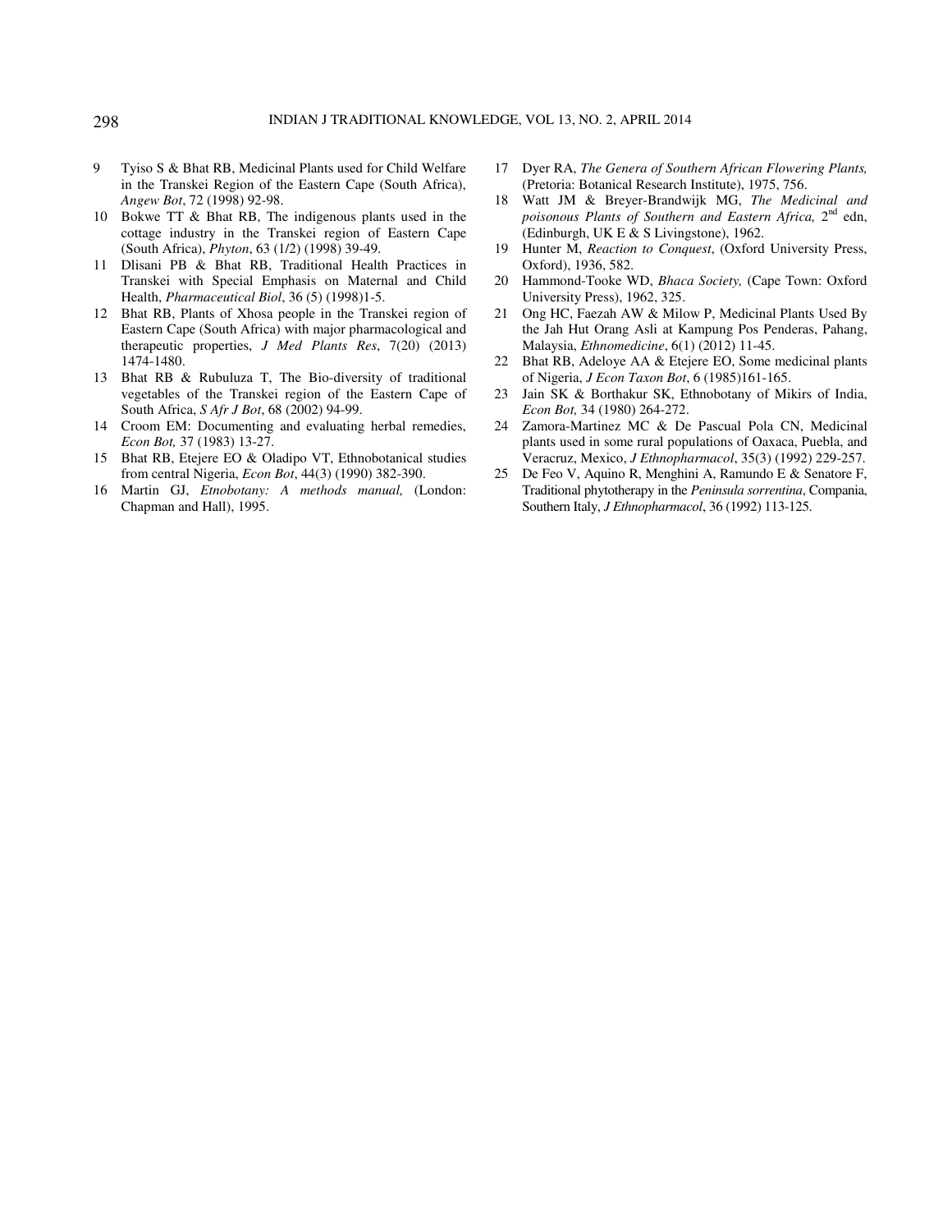9 Tyiso S & Bhat RB, Medicinal Plants used for Child Welfare in the Transkei Region of the Eastern Cape (South Africa), *Angew Bot*, 72 (1998) 92-98.
10 Bokwe TT & Bhat RB, The indigenous plants used in the cottage industry in the Transkei region of Eastern Cape (South Africa), *Phyton*, 63 (1/2) (1998) 39-49.
11 Dlisani PB & Bhat RB, Traditional Health Practices in Transkei with Special Emphasis on Maternal and Child Health, *Pharmaceutical Biol*, 36 (5) (1998)1-5.
12 Bhat RB, Plants of Xhosa people in the Transkei region of Eastern Cape (South Africa) with major pharmacological and therapeutic properties, *J Med Plants Res*, 7(20) (2013) 1474-1480.
13 Bhat RB & Rubuluza T, The Bio-diversity of traditional vegetables of the Transkei region of the Eastern Cape of South Africa, *S Afr J Bot*, 68 (2002) 94-99.
14 Croom EM: Documenting and evaluating herbal remedies, *Econ Bot,* 37 (1983) 13-27.
15 Bhat RB, Etejere EO & Oladipo VT, Ethnobotanical studies from central Nigeria, *Econ Bot*, 44(3) (1990) 382-390.
16 Martin GJ, *Etnobotany: A methods manual,* (London: Chapman and Hall), 1995.
17 Dyer RA, *The Genera of Southern African Flowering Plants,* (Pretoria: Botanical Research Institute), 1975, 756.
18 Watt JM & Breyer-Brandwijk MG, *The Medicinal and poisonous Plants of Southern and Eastern Africa,* 2nd edn, (Edinburgh, UK E & S Livingstone), 1962.
19 Hunter M, *Reaction to Conquest*, (Oxford University Press, Oxford), 1936, 582.
20 Hammond-Tooke WD, *Bhaca Society,* (Cape Town: Oxford University Press), 1962, 325.
21 Ong HC, Faezah AW & Milow P, Medicinal Plants Used By the Jah Hut Orang Asli at Kampung Pos Penderas, Pahang, Malaysia, *Ethnomedicine*, 6(1) (2012) 11-45.
22 Bhat RB, Adeloye AA & Etejere EO, Some medicinal plants of Nigeria, *J Econ Taxon Bot*, 6 (1985)161-165.
23 Jain SK & Borthakur SK, Ethnobotany of Mikirs of India, *Econ Bot,* 34 (1980) 264-272.
24 Zamora-Martinez MC & De Pascual Pola CN, Medicinal plants used in some rural populations of Oaxaca, Puebla, and Veracruz, Mexico, *J Ethnopharmacol*, 35(3) (1992) 229-257.
25 De Feo V, Aquino R, Menghini A, Ramundo E & Senatore F, Traditional phytotherapy in the *Peninsula sorrentina*, Compania, Southern Italy, *J Ethnopharmacol*, 36 (1992) 113-125.